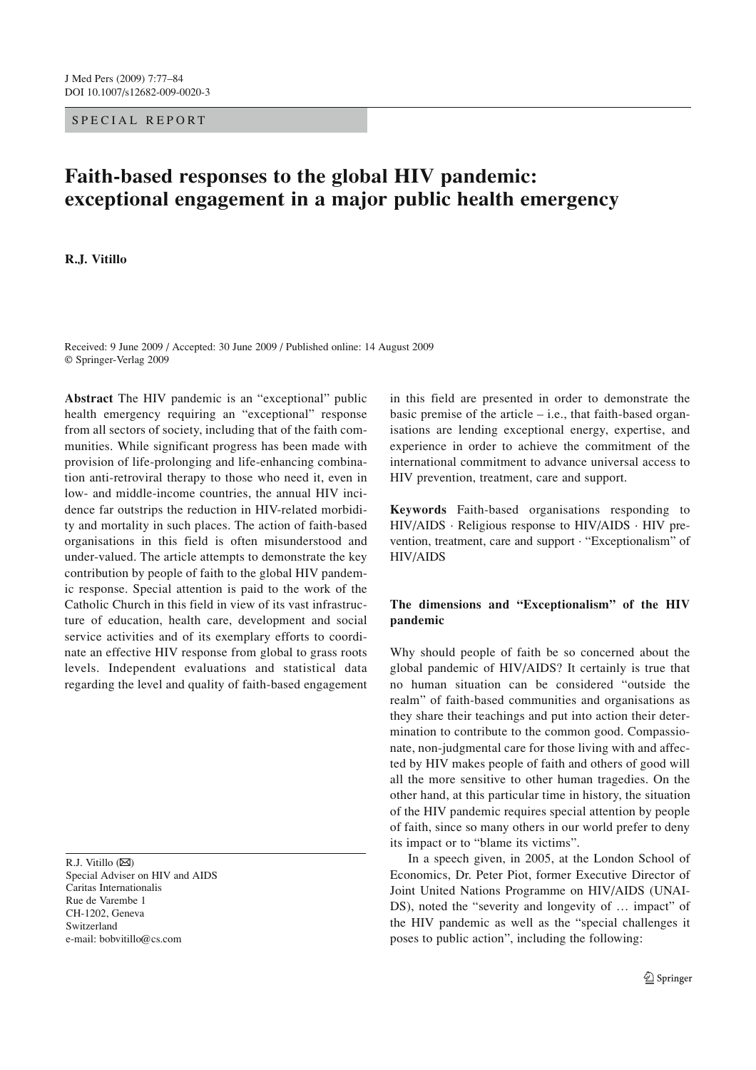SPECIAL REPORT

# Faith-based responses to the global HIV pandemic: exceptional engagement in a major public health emergency

**R.J. Vitillo**

Received: 9 June 2009 / Accepted: 30 June 2009 / Published online: 14 August 2009
© Springer-Verlag 2009

**Abstract** The HIV pandemic is an "exceptional" public health emergency requiring an "exceptional" response from all sectors of society, including that of the faith communities. While significant progress has been made with provision of life-prolonging and life-enhancing combination anti-retroviral therapy to those who need it, even in low- and middle-income countries, the annual HIV incidence far outstrips the reduction in HIV-related morbidity and mortality in such places. The action of faith-based organisations in this field is often misunderstood and under-valued. The article attempts to demonstrate the key contribution by people of faith to the global HIV pandemic response. Special attention is paid to the work of the Catholic Church in this field in view of its vast infrastructure of education, health care, development and social service activities and of its exemplary efforts to coordinate an effective HIV response from global to grass roots levels. Independent evaluations and statistical data regarding the level and quality of faith-based engagement in this field are presented in order to demonstrate the basic premise of the article – i.e., that faith-based organisations are lending exceptional energy, expertise, and experience in order to achieve the commitment of the international commitment to advance universal access to HIV prevention, treatment, care and support.

**Keywords** Faith-based organisations responding to HIV/AIDS · Religious response to HIV/AIDS · HIV prevention, treatment, care and support · "Exceptionalism" of HIV/AIDS

R.J. Vitillo (✉)
Special Adviser on HIV and AIDS
Caritas Internationalis
Rue de Varembe 1
CH-1202, Geneva
Switzerland
e-mail: bobvitillo@cs.com

## The dimensions and "Exceptionalism" of the HIV pandemic

Why should people of faith be so concerned about the global pandemic of HIV/AIDS? It certainly is true that no human situation can be considered "outside the realm" of faith-based communities and organisations as they share their teachings and put into action their determination to contribute to the common good. Compassionate, non-judgmental care for those living with and affected by HIV makes people of faith and others of good will all the more sensitive to other human tragedies. On the other hand, at this particular time in history, the situation of the HIV pandemic requires special attention by people of faith, since so many others in our world prefer to deny its impact or to "blame its victims".

In a speech given, in 2005, at the London School of Economics, Dr. Peter Piot, former Executive Director of Joint United Nations Programme on HIV/AIDS (UNAIDS), noted the "severity and longevity of … impact" of the HIV pandemic as well as the "special challenges it poses to public action", including the following: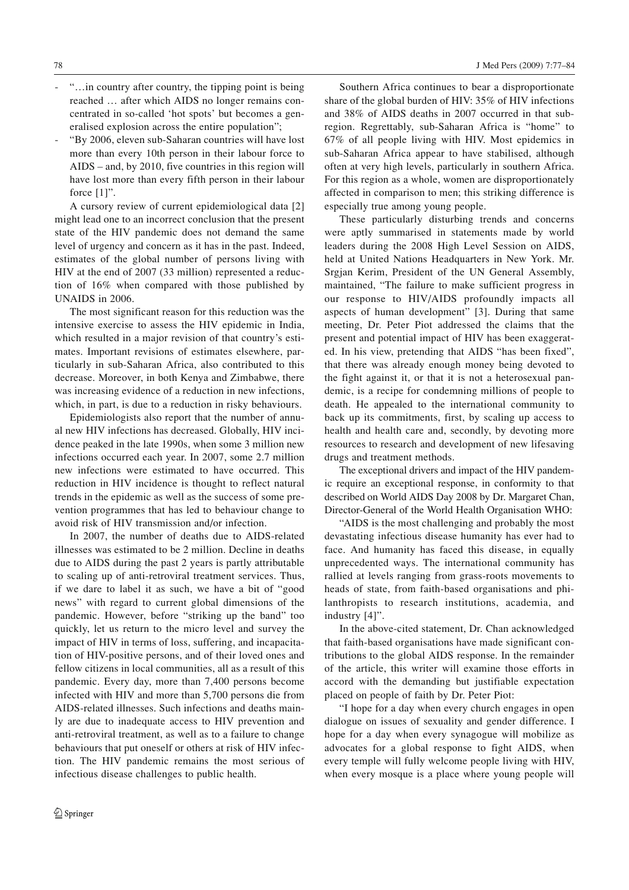- "…in country after country, the tipping point is being reached … after which AIDS no longer remains concentrated in so-called 'hot spots' but becomes a generalised explosion across the entire population";
- "By 2006, eleven sub-Saharan countries will have lost more than every 10th person in their labour force to AIDS – and, by 2010, five countries in this region will have lost more than every fifth person in their labour force [1]".

A cursory review of current epidemiological data [2] might lead one to an incorrect conclusion that the present state of the HIV pandemic does not demand the same level of urgency and concern as it has in the past. Indeed, estimates of the global number of persons living with HIV at the end of 2007 (33 million) represented a reduction of 16% when compared with those published by UNAIDS in 2006.

The most significant reason for this reduction was the intensive exercise to assess the HIV epidemic in India, which resulted in a major revision of that country's estimates. Important revisions of estimates elsewhere, particularly in sub-Saharan Africa, also contributed to this decrease. Moreover, in both Kenya and Zimbabwe, there was increasing evidence of a reduction in new infections, which, in part, is due to a reduction in risky behaviours.

Epidemiologists also report that the number of annual new HIV infections has decreased. Globally, HIV incidence peaked in the late 1990s, when some 3 million new infections occurred each year. In 2007, some 2.7 million new infections were estimated to have occurred. This reduction in HIV incidence is thought to reflect natural trends in the epidemic as well as the success of some prevention programmes that has led to behaviour change to avoid risk of HIV transmission and/or infection.

In 2007, the number of deaths due to AIDS-related illnesses was estimated to be 2 million. Decline in deaths due to AIDS during the past 2 years is partly attributable to scaling up of anti-retroviral treatment services. Thus, if we dare to label it as such, we have a bit of "good news" with regard to current global dimensions of the pandemic. However, before "striking up the band" too quickly, let us return to the micro level and survey the impact of HIV in terms of loss, suffering, and incapacitation of HIV-positive persons, and of their loved ones and fellow citizens in local communities, all as a result of this pandemic. Every day, more than 7,400 persons become infected with HIV and more than 5,700 persons die from AIDS-related illnesses. Such infections and deaths mainly are due to inadequate access to HIV prevention and anti-retroviral treatment, as well as to a failure to change behaviours that put oneself or others at risk of HIV infection. The HIV pandemic remains the most serious of infectious disease challenges to public health.

Southern Africa continues to bear a disproportionate share of the global burden of HIV: 35% of HIV infections and 38% of AIDS deaths in 2007 occurred in that subregion. Regrettably, sub-Saharan Africa is "home" to 67% of all people living with HIV. Most epidemics in sub-Saharan Africa appear to have stabilised, although often at very high levels, particularly in southern Africa. For this region as a whole, women are disproportionately affected in comparison to men; this striking difference is especially true among young people.

These particularly disturbing trends and concerns were aptly summarised in statements made by world leaders during the 2008 High Level Session on AIDS, held at United Nations Headquarters in New York. Mr. Srgjan Kerim, President of the UN General Assembly, maintained, "The failure to make sufficient progress in our response to HIV/AIDS profoundly impacts all aspects of human development" [3]. During that same meeting, Dr. Peter Piot addressed the claims that the present and potential impact of HIV has been exaggerated. In his view, pretending that AIDS "has been fixed", that there was already enough money being devoted to the fight against it, or that it is not a heterosexual pandemic, is a recipe for condemning millions of people to death. He appealed to the international community to back up its commitments, first, by scaling up access to health and health care and, secondly, by devoting more resources to research and development of new lifesaving drugs and treatment methods.

The exceptional drivers and impact of the HIV pandemic require an exceptional response, in conformity to that described on World AIDS Day 2008 by Dr. Margaret Chan, Director-General of the World Health Organisation WHO:

"AIDS is the most challenging and probably the most devastating infectious disease humanity has ever had to face. And humanity has faced this disease, in equally unprecedented ways. The international community has rallied at levels ranging from grass-roots movements to heads of state, from faith-based organisations and philanthropists to research institutions, academia, and industry [4]".

In the above-cited statement, Dr. Chan acknowledged that faith-based organisations have made significant contributions to the global AIDS response. In the remainder of the article, this writer will examine those efforts in accord with the demanding but justifiable expectation placed on people of faith by Dr. Peter Piot:

"I hope for a day when every church engages in open dialogue on issues of sexuality and gender difference. I hope for a day when every synagogue will mobilize as advocates for a global response to fight AIDS, when every temple will fully welcome people living with HIV, when every mosque is a place where young people will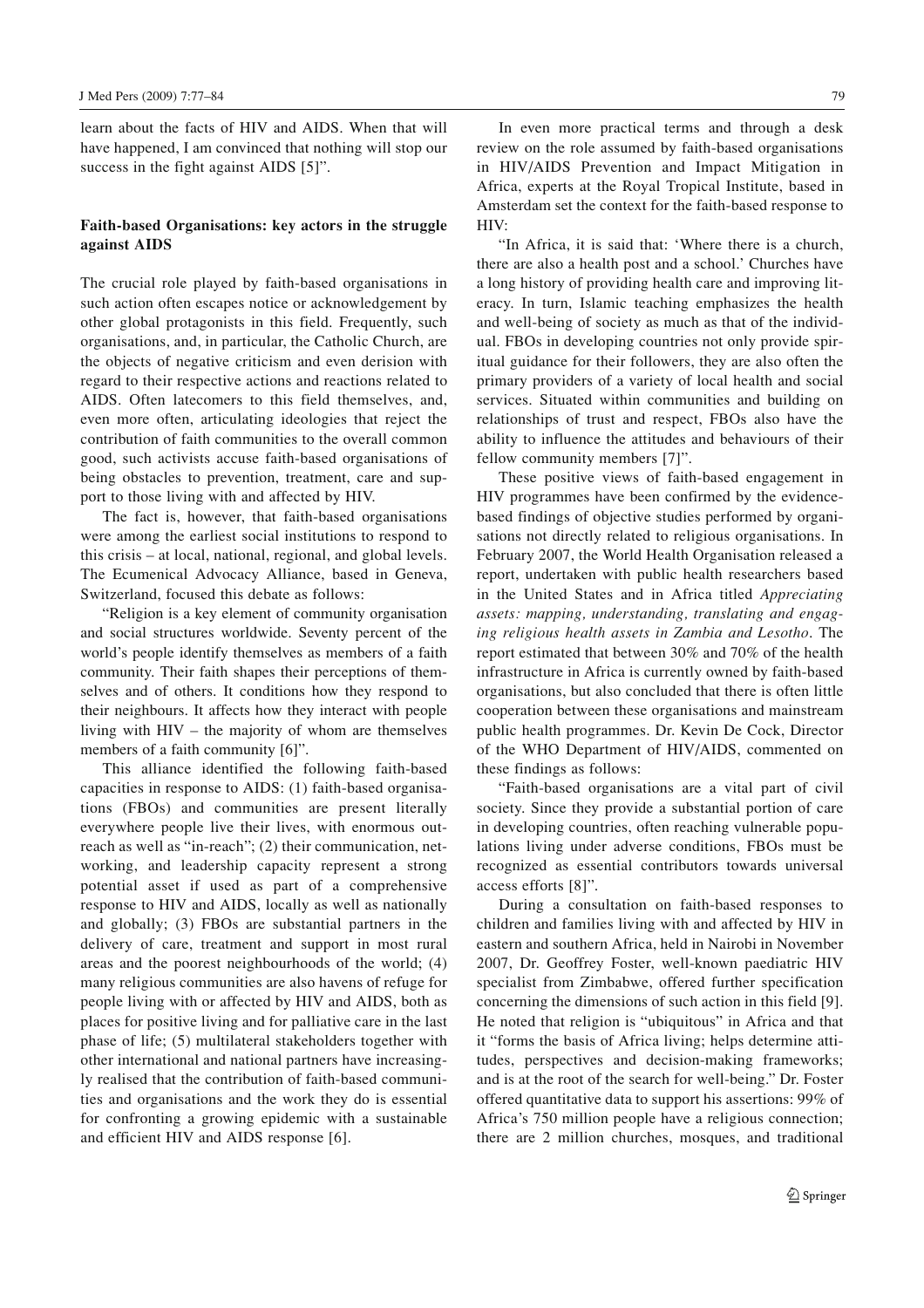learn about the facts of HIV and AIDS. When that will have happened, I am convinced that nothing will stop our success in the fight against AIDS [5]".

**Faith-based Organisations: key actors in the struggle against AIDS**

The crucial role played by faith-based organisations in such action often escapes notice or acknowledgement by other global protagonists in this field. Frequently, such organisations, and, in particular, the Catholic Church, are the objects of negative criticism and even derision with regard to their respective actions and reactions related to AIDS. Often latecomers to this field themselves, and, even more often, articulating ideologies that reject the contribution of faith communities to the overall common good, such activists accuse faith-based organisations of being obstacles to prevention, treatment, care and support to those living with and affected by HIV.

The fact is, however, that faith-based organisations were among the earliest social institutions to respond to this crisis – at local, national, regional, and global levels. The Ecumenical Advocacy Alliance, based in Geneva, Switzerland, focused this debate as follows:

"Religion is a key element of community organisation and social structures worldwide. Seventy percent of the world's people identify themselves as members of a faith community. Their faith shapes their perceptions of themselves and of others. It conditions how they respond to their neighbours. It affects how they interact with people living with HIV – the majority of whom are themselves members of a faith community [6]".

This alliance identified the following faith-based capacities in response to AIDS: (1) faith-based organisations (FBOs) and communities are present literally everywhere people live their lives, with enormous outreach as well as "in-reach"; (2) their communication, networking, and leadership capacity represent a strong potential asset if used as part of a comprehensive response to HIV and AIDS, locally as well as nationally and globally; (3) FBOs are substantial partners in the delivery of care, treatment and support in most rural areas and the poorest neighbourhoods of the world; (4) many religious communities are also havens of refuge for people living with or affected by HIV and AIDS, both as places for positive living and for palliative care in the last phase of life; (5) multilateral stakeholders together with other international and national partners have increasingly realised that the contribution of faith-based communities and organisations and the work they do is essential for confronting a growing epidemic with a sustainable and efficient HIV and AIDS response [6].

In even more practical terms and through a desk review on the role assumed by faith-based organisations in HIV/AIDS Prevention and Impact Mitigation in Africa, experts at the Royal Tropical Institute, based in Amsterdam set the context for the faith-based response to HIV:

"In Africa, it is said that: 'Where there is a church, there are also a health post and a school.' Churches have a long history of providing health care and improving literacy. In turn, Islamic teaching emphasizes the health and well-being of society as much as that of the individual. FBOs in developing countries not only provide spiritual guidance for their followers, they are also often the primary providers of a variety of local health and social services. Situated within communities and building on relationships of trust and respect, FBOs also have the ability to influence the attitudes and behaviours of their fellow community members [7]".

These positive views of faith-based engagement in HIV programmes have been confirmed by the evidence-based findings of objective studies performed by organisations not directly related to religious organisations. In February 2007, the World Health Organisation released a report, undertaken with public health researchers based in the United States and in Africa titled *Appreciating assets: mapping, understanding, translating and engaging religious health assets in Zambia and Lesotho*. The report estimated that between 30% and 70% of the health infrastructure in Africa is currently owned by faith-based organisations, but also concluded that there is often little cooperation between these organisations and mainstream public health programmes. Dr. Kevin De Cock, Director of the WHO Department of HIV/AIDS, commented on these findings as follows:

"Faith-based organisations are a vital part of civil society. Since they provide a substantial portion of care in developing countries, often reaching vulnerable populations living under adverse conditions, FBOs must be recognized as essential contributors towards universal access efforts [8]".

During a consultation on faith-based responses to children and families living with and affected by HIV in eastern and southern Africa, held in Nairobi in November 2007, Dr. Geoffrey Foster, well-known paediatric HIV specialist from Zimbabwe, offered further specification concerning the dimensions of such action in this field [9]. He noted that religion is "ubiquitous" in Africa and that it "forms the basis of Africa living; helps determine attitudes, perspectives and decision-making frameworks; and is at the root of the search for well-being." Dr. Foster offered quantitative data to support his assertions: 99% of Africa's 750 million people have a religious connection; there are 2 million churches, mosques, and traditional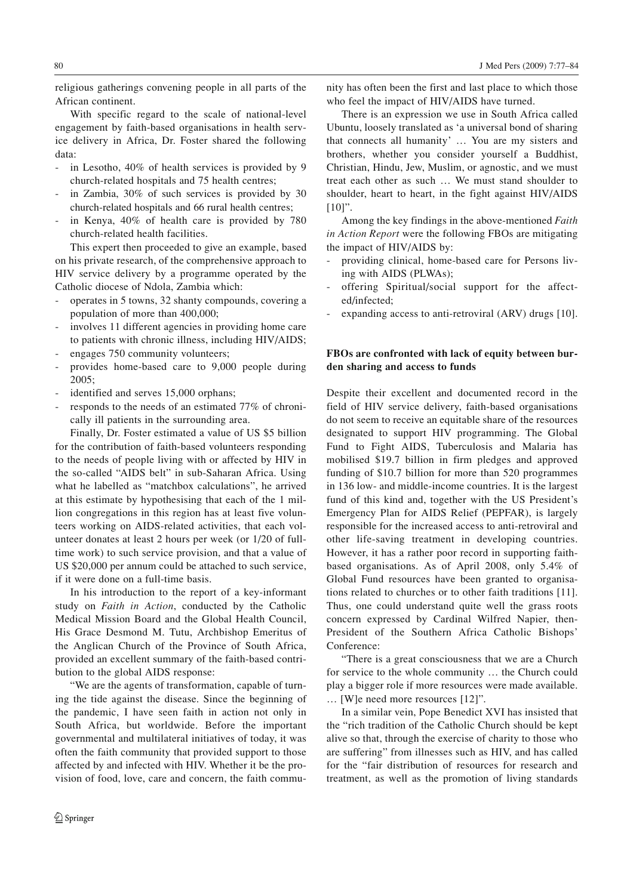religious gatherings convening people in all parts of the African continent.

With specific regard to the scale of national-level engagement by faith-based organisations in health service delivery in Africa, Dr. Foster shared the following data:

- in Lesotho, 40% of health services is provided by 9 church-related hospitals and 75 health centres;
- in Zambia, 30% of such services is provided by 30 church-related hospitals and 66 rural health centres;
- in Kenya, 40% of health care is provided by 780 church-related health facilities.

This expert then proceeded to give an example, based on his private research, of the comprehensive approach to HIV service delivery by a programme operated by the Catholic diocese of Ndola, Zambia which:

- operates in 5 towns, 32 shanty compounds, covering a population of more than 400,000;
- involves 11 different agencies in providing home care to patients with chronic illness, including HIV/AIDS;
- engages 750 community volunteers;
- provides home-based care to 9,000 people during 2005;
- identified and serves 15,000 orphans;
- responds to the needs of an estimated 77% of chronically ill patients in the surrounding area.

Finally, Dr. Foster estimated a value of US $5 billion for the contribution of faith-based volunteers responding to the needs of people living with or affected by HIV in the so-called "AIDS belt" in sub-Saharan Africa. Using what he labelled as "matchbox calculations", he arrived at this estimate by hypothesising that each of the 1 million congregations in this region has at least five volunteers working on AIDS-related activities, that each volunteer donates at least 2 hours per week (or 1/20 of full-time work) to such service provision, and that a value of US $20,000 per annum could be attached to such service, if it were done on a full-time basis.

In his introduction to the report of a key-informant study on *Faith in Action*, conducted by the Catholic Medical Mission Board and the Global Health Council, His Grace Desmond M. Tutu, Archbishop Emeritus of the Anglican Church of the Province of South Africa, provided an excellent summary of the faith-based contribution to the global AIDS response:

"We are the agents of transformation, capable of turning the tide against the disease. Since the beginning of the pandemic, I have seen faith in action not only in South Africa, but worldwide. Before the important governmental and multilateral initiatives of today, it was often the faith community that provided support to those affected by and infected with HIV. Whether it be the provision of food, love, care and concern, the faith community has often been the first and last place to which those who feel the impact of HIV/AIDS have turned.

There is an expression we use in South Africa called Ubuntu, loosely translated as 'a universal bond of sharing that connects all humanity' … You are my sisters and brothers, whether you consider yourself a Buddhist, Christian, Hindu, Jew, Muslim, or agnostic, and we must treat each other as such … We must stand shoulder to shoulder, heart to heart, in the fight against HIV/AIDS [10]".

Among the key findings in the above-mentioned *Faith in Action Report* were the following FBOs are mitigating the impact of HIV/AIDS by:

- providing clinical, home-based care for Persons living with AIDS (PLWAs);
- offering Spiritual/social support for the affected/infected;
- expanding access to anti-retroviral (ARV) drugs [10].

**FBOs are confronted with lack of equity between burden sharing and access to funds**

Despite their excellent and documented record in the field of HIV service delivery, faith-based organisations do not seem to receive an equitable share of the resources designated to support HIV programming. The Global Fund to Fight AIDS, Tuberculosis and Malaria has mobilised $19.7 billion in firm pledges and approved funding of $10.7 billion for more than 520 programmes in 136 low- and middle-income countries. It is the largest fund of this kind and, together with the US President's Emergency Plan for AIDS Relief (PEPFAR), is largely responsible for the increased access to anti-retroviral and other life-saving treatment in developing countries. However, it has a rather poor record in supporting faith-based organisations. As of April 2008, only 5.4% of Global Fund resources have been granted to organisations related to churches or to other faith traditions [11]. Thus, one could understand quite well the grass roots concern expressed by Cardinal Wilfred Napier, then-President of the Southern Africa Catholic Bishops' Conference:

"There is a great consciousness that we are a Church for service to the whole community … the Church could play a bigger role if more resources were made available. … [W]e need more resources [12]".

In a similar vein, Pope Benedict XVI has insisted that the "rich tradition of the Catholic Church should be kept alive so that, through the exercise of charity to those who are suffering" from illnesses such as HIV, and has called for the "fair distribution of resources for research and treatment, as well as the promotion of living standards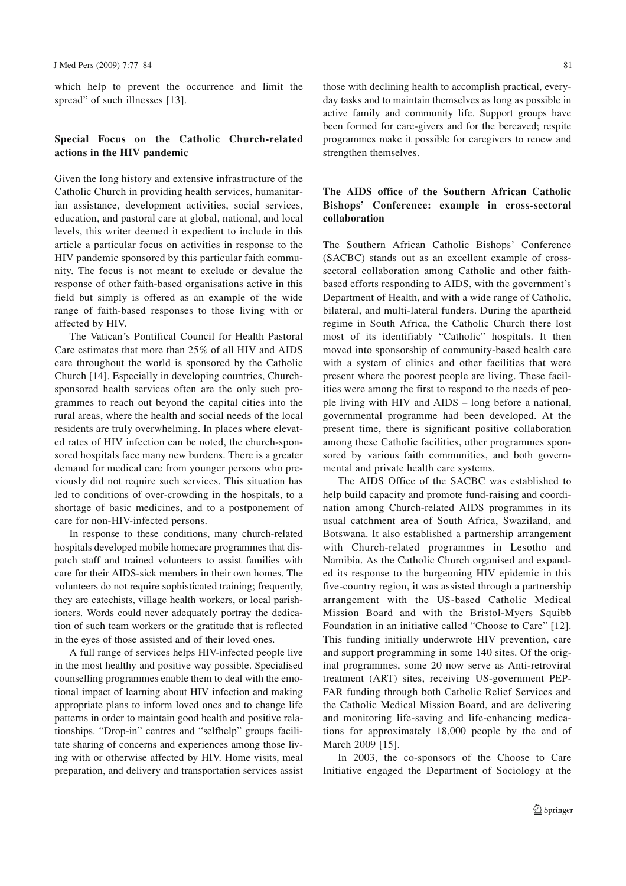which help to prevent the occurrence and limit the spread" of such illnesses [13].

## Special Focus on the Catholic Church-related actions in the HIV pandemic

Given the long history and extensive infrastructure of the Catholic Church in providing health services, humanitarian assistance, development activities, social services, education, and pastoral care at global, national, and local levels, this writer deemed it expedient to include in this article a particular focus on activities in response to the HIV pandemic sponsored by this particular faith community. The focus is not meant to exclude or devalue the response of other faith-based organisations active in this field but simply is offered as an example of the wide range of faith-based responses to those living with or affected by HIV.

The Vatican's Pontifical Council for Health Pastoral Care estimates that more than 25% of all HIV and AIDS care throughout the world is sponsored by the Catholic Church [14]. Especially in developing countries, Church-sponsored health services often are the only such programmes to reach out beyond the capital cities into the rural areas, where the health and social needs of the local residents are truly overwhelming. In places where elevated rates of HIV infection can be noted, the church-sponsored hospitals face many new burdens. There is a greater demand for medical care from younger persons who previously did not require such services. This situation has led to conditions of over-crowding in the hospitals, to a shortage of basic medicines, and to a postponement of care for non-HIV-infected persons.

In response to these conditions, many church-related hospitals developed mobile homecare programmes that dispatch staff and trained volunteers to assist families with care for their AIDS-sick members in their own homes. The volunteers do not require sophisticated training; frequently, they are catechists, village health workers, or local parishioners. Words could never adequately portray the dedication of such team workers or the gratitude that is reflected in the eyes of those assisted and of their loved ones.

A full range of services helps HIV-infected people live in the most healthy and positive way possible. Specialised counselling programmes enable them to deal with the emotional impact of learning about HIV infection and making appropriate plans to inform loved ones and to change life patterns in order to maintain good health and positive relationships. "Drop-in" centres and "selfhelp" groups facilitate sharing of concerns and experiences among those living with or otherwise affected by HIV. Home visits, meal preparation, and delivery and transportation services assist those with declining health to accomplish practical, everyday tasks and to maintain themselves as long as possible in active family and community life. Support groups have been formed for care-givers and for the bereaved; respite programmes make it possible for caregivers to renew and strengthen themselves.

## The AIDS office of the Southern African Catholic Bishops' Conference: example in cross-sectoral collaboration

The Southern African Catholic Bishops' Conference (SACBC) stands out as an excellent example of cross-sectoral collaboration among Catholic and other faith-based efforts responding to AIDS, with the government's Department of Health, and with a wide range of Catholic, bilateral, and multi-lateral funders. During the apartheid regime in South Africa, the Catholic Church there lost most of its identifiably "Catholic" hospitals. It then moved into sponsorship of community-based health care with a system of clinics and other facilities that were present where the poorest people are living. These facilities were among the first to respond to the needs of people living with HIV and AIDS – long before a national, governmental programme had been developed. At the present time, there is significant positive collaboration among these Catholic facilities, other programmes sponsored by various faith communities, and both governmental and private health care systems.

The AIDS Office of the SACBC was established to help build capacity and promote fund-raising and coordination among Church-related AIDS programmes in its usual catchment area of South Africa, Swaziland, and Botswana. It also established a partnership arrangement with Church-related programmes in Lesotho and Namibia. As the Catholic Church organised and expanded its response to the burgeoning HIV epidemic in this five-country region, it was assisted through a partnership arrangement with the US-based Catholic Medical Mission Board and with the Bristol-Myers Squibb Foundation in an initiative called "Choose to Care" [12]. This funding initially underwrote HIV prevention, care and support programming in some 140 sites. Of the original programmes, some 20 now serve as Anti-retroviral treatment (ART) sites, receiving US-government PEPFAR funding through both Catholic Relief Services and the Catholic Medical Mission Board, and are delivering and monitoring life-saving and life-enhancing medications for approximately 18,000 people by the end of March 2009 [15].

In 2003, the co-sponsors of the Choose to Care Initiative engaged the Department of Sociology at the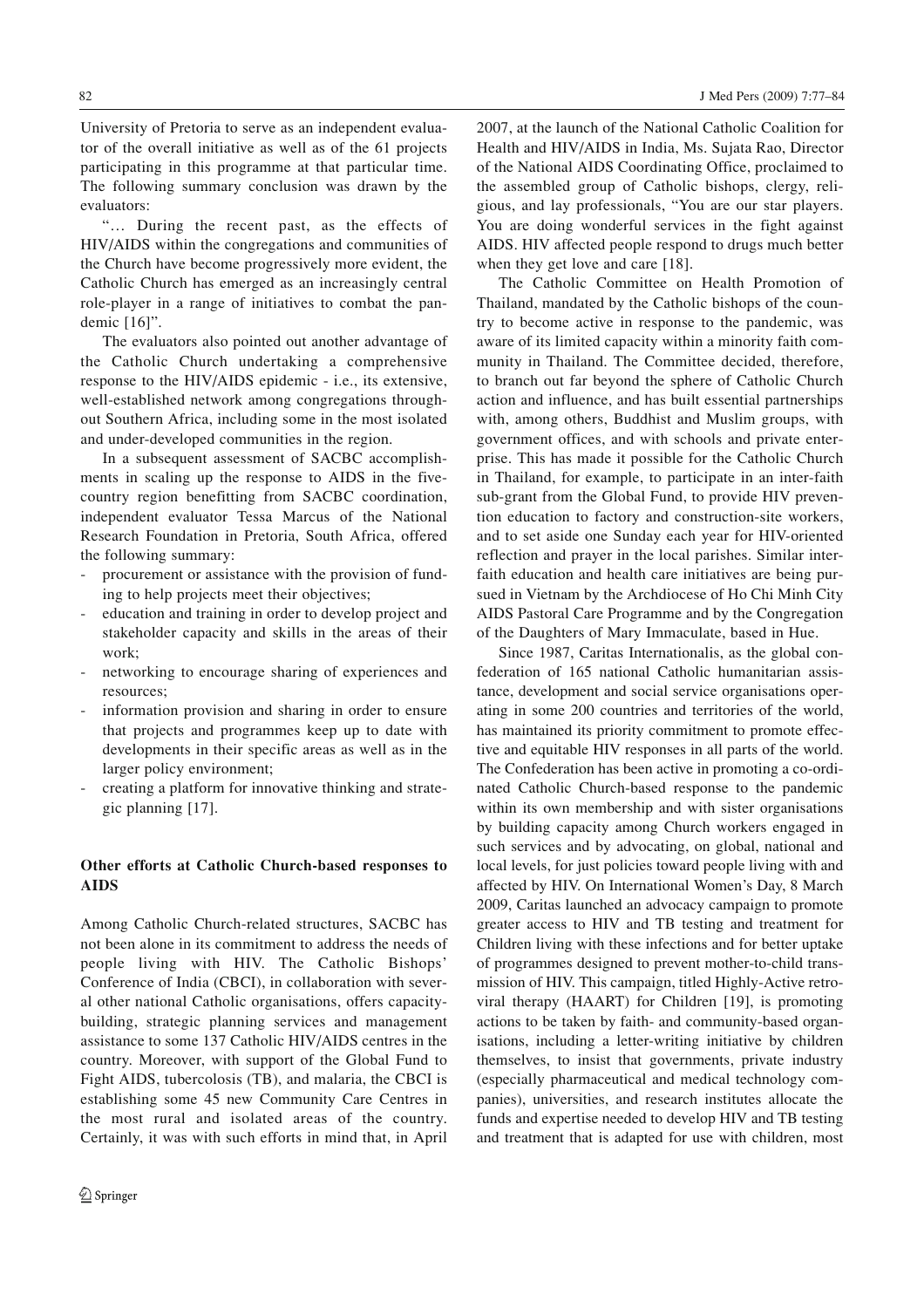University of Pretoria to serve as an independent evaluator of the overall initiative as well as of the 61 projects participating in this programme at that particular time. The following summary conclusion was drawn by the evaluators:

"… During the recent past, as the effects of HIV/AIDS within the congregations and communities of the Church have become progressively more evident, the Catholic Church has emerged as an increasingly central role-player in a range of initiatives to combat the pandemic [16]".

The evaluators also pointed out another advantage of the Catholic Church undertaking a comprehensive response to the HIV/AIDS epidemic - i.e., its extensive, well-established network among congregations throughout Southern Africa, including some in the most isolated and under-developed communities in the region.

In a subsequent assessment of SACBC accomplishments in scaling up the response to AIDS in the five-country region benefitting from SACBC coordination, independent evaluator Tessa Marcus of the National Research Foundation in Pretoria, South Africa, offered the following summary:

- procurement or assistance with the provision of funding to help projects meet their objectives;
- education and training in order to develop project and stakeholder capacity and skills in the areas of their work;
- networking to encourage sharing of experiences and resources;
- information provision and sharing in order to ensure that projects and programmes keep up to date with developments in their specific areas as well as in the larger policy environment;
- creating a platform for innovative thinking and strategic planning [17].

## Other efforts at Catholic Church-based responses to AIDS

Among Catholic Church-related structures, SACBC has not been alone in its commitment to address the needs of people living with HIV. The Catholic Bishops' Conference of India (CBCI), in collaboration with several other national Catholic organisations, offers capacity-building, strategic planning services and management assistance to some 137 Catholic HIV/AIDS centres in the country. Moreover, with support of the Global Fund to Fight AIDS, tubercolosis (TB), and malaria, the CBCI is establishing some 45 new Community Care Centres in the most rural and isolated areas of the country. Certainly, it was with such efforts in mind that, in April 2007, at the launch of the National Catholic Coalition for Health and HIV/AIDS in India, Ms. Sujata Rao, Director of the National AIDS Coordinating Office, proclaimed to the assembled group of Catholic bishops, clergy, religious, and lay professionals, "You are our star players. You are doing wonderful services in the fight against AIDS. HIV affected people respond to drugs much better when they get love and care [18].

The Catholic Committee on Health Promotion of Thailand, mandated by the Catholic bishops of the country to become active in response to the pandemic, was aware of its limited capacity within a minority faith community in Thailand. The Committee decided, therefore, to branch out far beyond the sphere of Catholic Church action and influence, and has built essential partnerships with, among others, Buddhist and Muslim groups, with government offices, and with schools and private enterprise. This has made it possible for the Catholic Church in Thailand, for example, to participate in an inter-faith sub-grant from the Global Fund, to provide HIV prevention education to factory and construction-site workers, and to set aside one Sunday each year for HIV-oriented reflection and prayer in the local parishes. Similar inter-faith education and health care initiatives are being pursued in Vietnam by the Archdiocese of Ho Chi Minh City AIDS Pastoral Care Programme and by the Congregation of the Daughters of Mary Immaculate, based in Hue.

Since 1987, Caritas Internationalis, as the global confederation of 165 national Catholic humanitarian assistance, development and social service organisations operating in some 200 countries and territories of the world, has maintained its priority commitment to promote effective and equitable HIV responses in all parts of the world. The Confederation has been active in promoting a co-ordinated Catholic Church-based response to the pandemic within its own membership and with sister organisations by building capacity among Church workers engaged in such services and by advocating, on global, national and local levels, for just policies toward people living with and affected by HIV. On International Women's Day, 8 March 2009, Caritas launched an advocacy campaign to promote greater access to HIV and TB testing and treatment for Children living with these infections and for better uptake of programmes designed to prevent mother-to-child transmission of HIV. This campaign, titled Highly-Active retroviral therapy (HAART) for Children [19], is promoting actions to be taken by faith- and community-based organisations, including a letter-writing initiative by children themselves, to insist that governments, private industry (especially pharmaceutical and medical technology companies), universities, and research institutes allocate the funds and expertise needed to develop HIV and TB testing and treatment that is adapted for use with children, most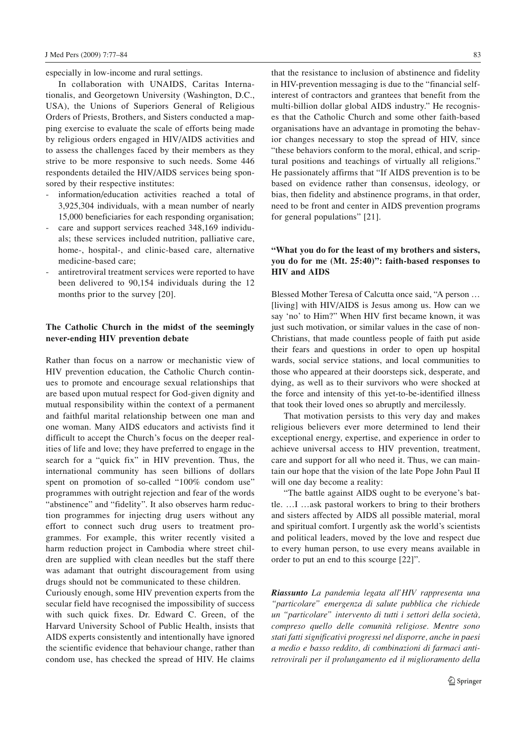especially in low-income and rural settings.

In collaboration with UNAIDS, Caritas Internationalis, and Georgetown University (Washington, D.C., USA), the Unions of Superiors General of Religious Orders of Priests, Brothers, and Sisters conducted a mapping exercise to evaluate the scale of efforts being made by religious orders engaged in HIV/AIDS activities and to assess the challenges faced by their members as they strive to be more responsive to such needs. Some 446 respondents detailed the HIV/AIDS services being sponsored by their respective institutes:

- information/education activities reached a total of 3,925,304 individuals, with a mean number of nearly 15,000 beneficiaries for each responding organisation;
- care and support services reached 348,169 individuals; these services included nutrition, palliative care, home-, hospital-, and clinic-based care, alternative medicine-based care;
- antiretroviral treatment services were reported to have been delivered to 90,154 individuals during the 12 months prior to the survey [20].

## The Catholic Church in the midst of the seemingly never-ending HIV prevention debate

Rather than focus on a narrow or mechanistic view of HIV prevention education, the Catholic Church continues to promote and encourage sexual relationships that are based upon mutual respect for God-given dignity and mutual responsibility within the context of a permanent and faithful marital relationship between one man and one woman. Many AIDS educators and activists find it difficult to accept the Church's focus on the deeper realities of life and love; they have preferred to engage in the search for a "quick fix" in HIV prevention. Thus, the international community has seen billions of dollars spent on promotion of so-called "100% condom use" programmes with outright rejection and fear of the words "abstinence" and "fidelity". It also observes harm reduction programmes for injecting drug users without any effort to connect such drug users to treatment programmes. For example, this writer recently visited a harm reduction project in Cambodia where street children are supplied with clean needles but the staff there was adamant that outright discouragement from using drugs should not be communicated to these children.

Curiously enough, some HIV prevention experts from the secular field have recognised the impossibility of success with such quick fixes. Dr. Edward C. Green, of the Harvard University School of Public Health, insists that AIDS experts consistently and intentionally have ignored the scientific evidence that behaviour change, rather than condom use, has checked the spread of HIV. He claims that the resistance to inclusion of abstinence and fidelity in HIV-prevention messaging is due to the "financial self-interest of contractors and grantees that benefit from the multi-billion dollar global AIDS industry." He recognises that the Catholic Church and some other faith-based organisations have an advantage in promoting the behavior changes necessary to stop the spread of HIV, since "these behaviors conform to the moral, ethical, and scriptural positions and teachings of virtually all religions." He passionately affirms that "If AIDS prevention is to be based on evidence rather than consensus, ideology, or bias, then fidelity and abstinence programs, in that order, need to be front and center in AIDS prevention programs for general populations" [21].

## "What you do for the least of my brothers and sisters, you do for me (Mt. 25:40)": faith-based responses to HIV and AIDS

Blessed Mother Teresa of Calcutta once said, "A person … [living] with HIV/AIDS is Jesus among us. How can we say 'no' to Him?" When HIV first became known, it was just such motivation, or similar values in the case of non-Christians, that made countless people of faith put aside their fears and questions in order to open up hospital wards, social service stations, and local communities to those who appeared at their doorsteps sick, desperate, and dying, as well as to their survivors who were shocked at the force and intensity of this yet-to-be-identified illness that took their loved ones so abruptly and mercilessly.

That motivation persists to this very day and makes religious believers ever more determined to lend their exceptional energy, expertise, and experience in order to achieve universal access to HIV prevention, treatment, care and support for all who need it. Thus, we can maintain our hope that the vision of the late Pope John Paul II will one day become a reality:

"The battle against AIDS ought to be everyone's battle. …I …ask pastoral workers to bring to their brothers and sisters affected by AIDS all possible material, moral and spiritual comfort. I urgently ask the world's scientists and political leaders, moved by the love and respect due to every human person, to use every means available in order to put an end to this scourge [22]".

***Riassunto*** *La pandemia legata all'HIV rappresenta una "particolare" emergenza di salute pubblica che richiede un "particolare" intervento di tutti i settori della società, compreso quello delle comunità religiose. Mentre sono stati fatti significativi progressi nel disporre, anche in paesi a medio e basso reddito, di combinazioni di farmaci antiretrovirali per il prolungamento ed il miglioramento della*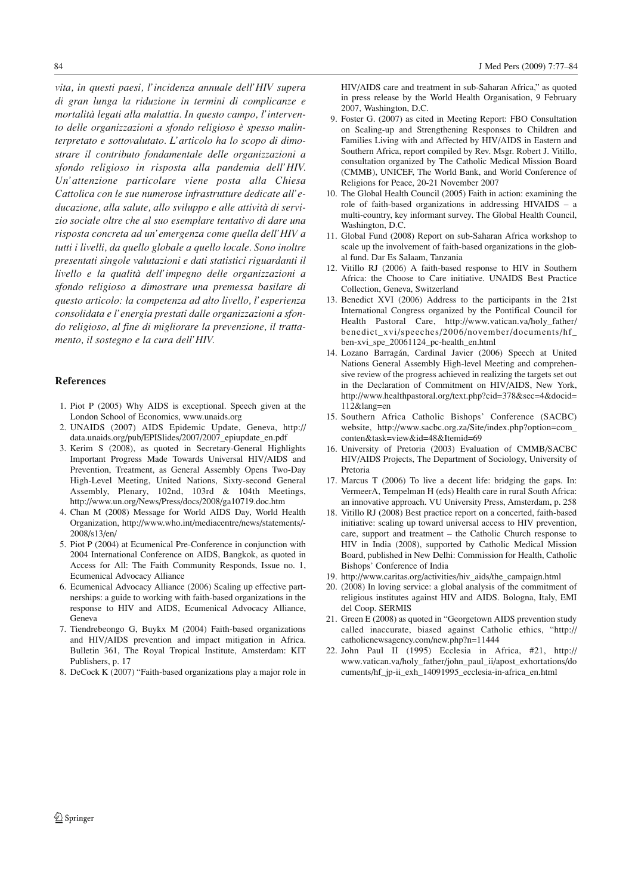*vita, in questi paesi, l'incidenza annuale dell'HIV supera di gran lunga la riduzione in termini di complicanze e mortalità legati alla malattia. In questo campo, l'intervento delle organizzazioni a sfondo religioso è spesso malinterpretato e sottovalutato. L'articolo ha lo scopo di dimostrare il contributo fondamentale delle organizzazioni a sfondo religioso in risposta alla pandemia dell'HIV. Un'attenzione particolare viene posta alla Chiesa Cattolica con le sue numerose infrastrutture dedicate all'educazione, alla salute, allo sviluppo e alle attività di servizio sociale oltre che al suo esemplare tentativo di dare una risposta concreta ad un'emergenza come quella dell'HIV a tutti i livelli, da quello globale a quello locale. Sono inoltre presentati singole valutazioni e dati statistici riguardanti il livello e la qualità dell'impegno delle organizzazioni a sfondo religioso a dimostrare una premessa basilare di questo articolo: la competenza ad alto livello, l'esperienza consolidata e l'energia prestati dalle organizzazioni a sfondo religioso, al fine di migliorare la prevenzione, il trattamento, il sostegno e la cura dell'HIV.*

## References

1. Piot P (2005) Why AIDS is exceptional. Speech given at the London School of Economics, www.unaids.org
2. UNAIDS (2007) AIDS Epidemic Update, Geneva, http://data.unaids.org/pub/EPISlides/2007/2007_epiupdate_en.pdf
3. Kerim S (2008), as quoted in Secretary-General Highlights Important Progress Made Towards Universal HIV/AIDS and Prevention, Treatment, as General Assembly Opens Two-Day High-Level Meeting, United Nations, Sixty-second General Assembly, Plenary, 102nd, 103rd & 104th Meetings, http://www.un.org/News/Press/docs/2008/ga10719.doc.htm
4. Chan M (2008) Message for World AIDS Day, World Health Organization, http://www.who.int/mediacentre/news/statements/-2008/s13/en/
5. Piot P (2004) at Ecumenical Pre-Conference in conjunction with 2004 International Conference on AIDS, Bangkok, as quoted in Access for All: The Faith Community Responds, Issue no. 1, Ecumenical Advocacy Alliance
6. Ecumenical Advocacy Alliance (2006) Scaling up effective partnerships: a guide to working with faith-based organizations in the response to HIV and AIDS, Ecumenical Advocacy Alliance, Geneva
7. Tiendrebeongo G, Buykx M (2004) Faith-based organizations and HIV/AIDS prevention and impact mitigation in Africa. Bulletin 361, The Royal Tropical Institute, Amsterdam: KIT Publishers, p. 17
8. DeCock K (2007) "Faith-based organizations play a major role in HIV/AIDS care and treatment in sub-Saharan Africa," as quoted in press release by the World Health Organisation, 9 February 2007, Washington, D.C.
9. Foster G. (2007) as cited in Meeting Report: FBO Consultation on Scaling-up and Strengthening Responses to Children and Families Living with and Affected by HIV/AIDS in Eastern and Southern Africa, report compiled by Rev. Msgr. Robert J. Vitillo, consultation organized by The Catholic Medical Mission Board (CMMB), UNICEF, The World Bank, and World Conference of Religions for Peace, 20-21 November 2007
10. The Global Health Council (2005) Faith in action: examining the role of faith-based organizations in addressing HIVAIDS – a multi-country, key informant survey. The Global Health Council, Washington, D.C.
11. Global Fund (2008) Report on sub-Saharan Africa workshop to scale up the involvement of faith-based organizations in the global fund. Dar Es Salaam, Tanzania
12. Vitillo RJ (2006) A faith-based response to HIV in Southern Africa: the Choose to Care initiative. UNAIDS Best Practice Collection, Geneva, Switzerland
13. Benedict XVI (2006) Address to the participants in the 21st International Congress organized by the Pontifical Council for Health Pastoral Care, http://www.vatican.va/holy_father/benedict_xvi/speeches/2006/november/documents/hf_ben-xvi_spe_20061124_pc-health_en.html
14. Lozano Barragán, Cardinal Javier (2006) Speech at United Nations General Assembly High-level Meeting and comprehensive review of the progress achieved in realizing the targets set out in the Declaration of Commitment on HIV/AIDS, New York, http://www.healthpastoral.org/text.php?cid=378&sec=4&docid=112&lang=en
15. Southern Africa Catholic Bishops' Conference (SACBC) website, http://www.sacbc.org.za/Site/index.php?option=com_conten&task=view&id=48&Itemid=69
16. University of Pretoria (2003) Evaluation of CMMB/SACBC HIV/AIDS Projects, The Department of Sociology, University of Pretoria
17. Marcus T (2006) To live a decent life: bridging the gaps. In: VermeerA, Tempelman H (eds) Health care in rural South Africa: an innovative approach. VU University Press, Amsterdam, p. 258
18. Vitillo RJ (2008) Best practice report on a concerted, faith-based initiative: scaling up toward universal access to HIV prevention, care, support and treatment – the Catholic Church response to HIV in India (2008), supported by Catholic Medical Mission Board, published in New Delhi: Commission for Health, Catholic Bishops' Conference of India
19. http://www.caritas.org/activities/hiv_aids/the_campaign.html
20. (2008) In loving service: a global analysis of the commitment of religious institutes against HIV and AIDS. Bologna, Italy, EMI del Coop. SERMIS
21. Green E (2008) as quoted in "Georgetown AIDS prevention study called inaccurate, biased against Catholic ethics, "http://catholicnewsagency.com/new.php?n=11444
22. John Paul II (1995) Ecclesia in Africa, #21, http://www.vatican.va/holy_father/john_paul_ii/apost_exhortations/documents/hf_jp-ii_exh_14091995_ecclesia-in-africa_en.html